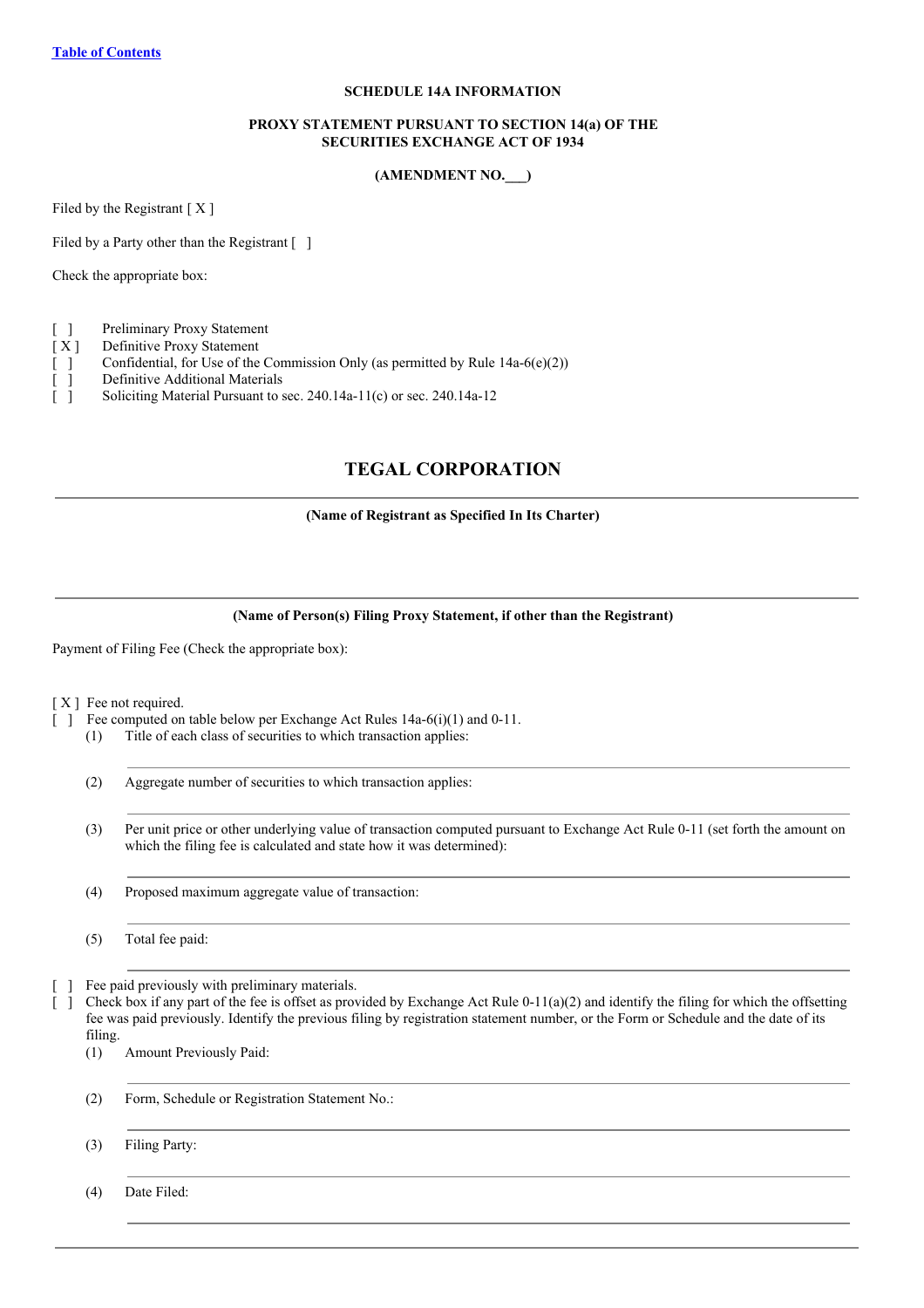[Table of Contents](#)

**SCHEDULE 14A INFORMATION**

**PROXY STATEMENT PURSUANT TO SECTION 14(a) OF THE SECURITIES EXCHANGE ACT OF 1934**

**(AMENDMENT NO.___)**

Filed by the Registrant [ X ]

Filed by a Party other than the Registrant [ ]

Check the appropriate box:

[ ] Preliminary Proxy Statement
[ X ] Definitive Proxy Statement
[ ] Confidential, for Use of the Commission Only (as permitted by Rule 14a-6(e)(2))
[ ] Definitive Additional Materials
[ ] Soliciting Material Pursuant to sec. 240.14a-11(c) or sec. 240.14a-12

## TEGAL CORPORATION

**(Name of Registrant as Specified In Its Charter)**

**(Name of Person(s) Filing Proxy Statement, if other than the Registrant)**

Payment of Filing Fee (Check the appropriate box):

[ X ] Fee not required.
[ ] Fee computed on table below per Exchange Act Rules 14a-6(i)(1) and 0-11.

(1) Title of each class of securities to which transaction applies:

(2) Aggregate number of securities to which transaction applies:

(3) Per unit price or other underlying value of transaction computed pursuant to Exchange Act Rule 0-11 (set forth the amount on which the filing fee is calculated and state how it was determined):

(4) Proposed maximum aggregate value of transaction:

(5) Total fee paid:

[ ] Fee paid previously with preliminary materials.
[ ] Check box if any part of the fee is offset as provided by Exchange Act Rule 0-11(a)(2) and identify the filing for which the offsetting fee was paid previously. Identify the previous filing by registration statement number, or the Form or Schedule and the date of its filing.

(1) Amount Previously Paid:

(2) Form, Schedule or Registration Statement No.:

(3) Filing Party:

(4) Date Filed: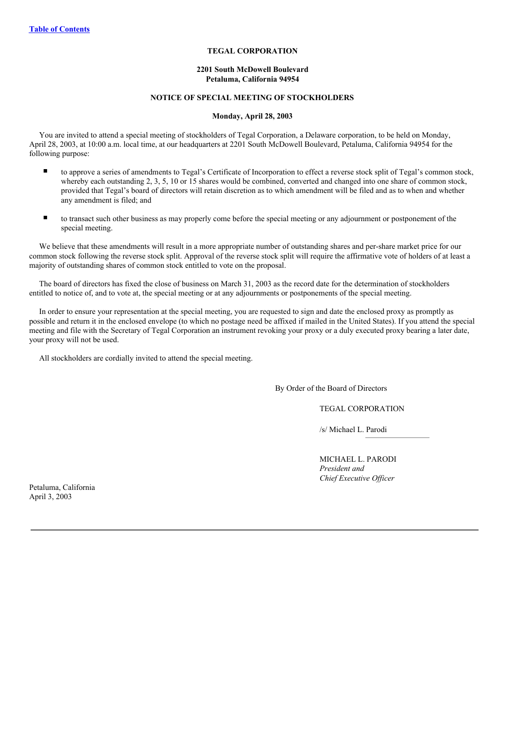**TEGAL CORPORATION**

**2201 South McDowell Boulevard**
**Petaluma, California 94954**

**NOTICE OF SPECIAL MEETING OF STOCKHOLDERS**

**Monday, April 28, 2003**

You are invited to attend a special meeting of stockholders of Tegal Corporation, a Delaware corporation, to be held on Monday, April 28, 2003, at 10:00 a.m. local time, at our headquarters at 2201 South McDowell Boulevard, Petaluma, California 94954 for the following purpose:

- to approve a series of amendments to Tegal's Certificate of Incorporation to effect a reverse stock split of Tegal's common stock, whereby each outstanding 2, 3, 5, 10 or 15 shares would be combined, converted and changed into one share of common stock, provided that Tegal's board of directors will retain discretion as to which amendment will be filed and as to when and whether any amendment is filed; and
- to transact such other business as may properly come before the special meeting or any adjournment or postponement of the special meeting.

We believe that these amendments will result in a more appropriate number of outstanding shares and per-share market price for our common stock following the reverse stock split. Approval of the reverse stock split will require the affirmative vote of holders of at least a majority of outstanding shares of common stock entitled to vote on the proposal.

The board of directors has fixed the close of business on March 31, 2003 as the record date for the determination of stockholders entitled to notice of, and to vote at, the special meeting or at any adjournments or postponements of the special meeting.

In order to ensure your representation at the special meeting, you are requested to sign and date the enclosed proxy as promptly as possible and return it in the enclosed envelope (to which no postage need be affixed if mailed in the United States). If you attend the special meeting and file with the Secretary of Tegal Corporation an instrument revoking your proxy or a duly executed proxy bearing a later date, your proxy will not be used.

All stockholders are cordially invited to attend the special meeting.

By Order of the Board of Directors

TEGAL CORPORATION

/s/ Michael L. Parodi

MICHAEL L. PARODI
*President and*
*Chief Executive Officer*

Petaluma, California
April 3, 2003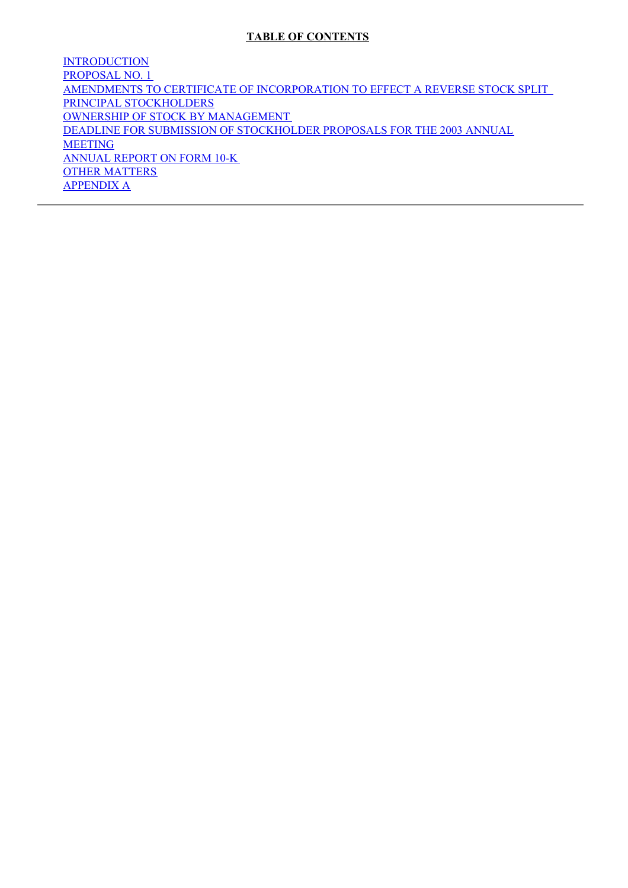**TABLE OF CONTENTS**

INTRODUCTION
PROPOSAL NO. 1
AMENDMENTS TO CERTIFICATE OF INCORPORATION TO EFFECT A REVERSE STOCK SPLIT
PRINCIPAL STOCKHOLDERS
OWNERSHIP OF STOCK BY MANAGEMENT
DEADLINE FOR SUBMISSION OF STOCKHOLDER PROPOSALS FOR THE 2003 ANNUAL MEETING
ANNUAL REPORT ON FORM 10-K
OTHER MATTERS
APPENDIX A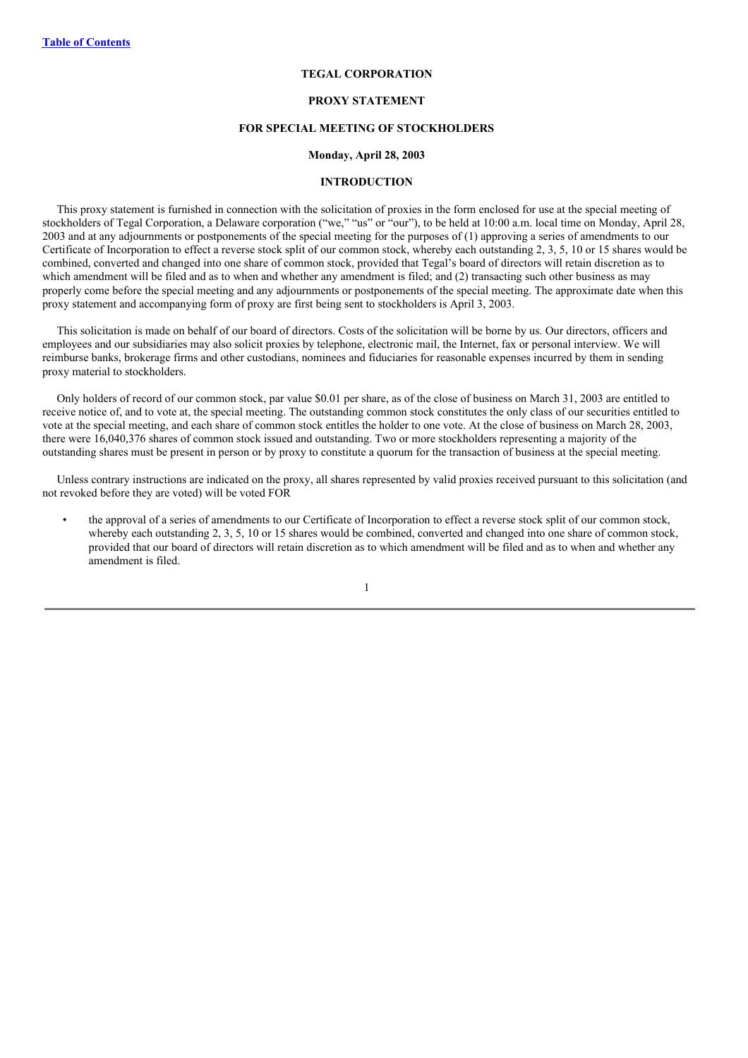**TEGAL CORPORATION**

**PROXY STATEMENT**

**FOR SPECIAL MEETING OF STOCKHOLDERS**

**Monday, April 28, 2003**

**INTRODUCTION**

This proxy statement is furnished in connection with the solicitation of proxies in the form enclosed for use at the special meeting of stockholders of Tegal Corporation, a Delaware corporation ("we," "us" or "our"), to be held at 10:00 a.m. local time on Monday, April 28, 2003 and at any adjournments or postponements of the special meeting for the purposes of (1) approving a series of amendments to our Certificate of Incorporation to effect a reverse stock split of our common stock, whereby each outstanding 2, 3, 5, 10 or 15 shares would be combined, converted and changed into one share of common stock, provided that Tegal's board of directors will retain discretion as to which amendment will be filed and as to when and whether any amendment is filed; and (2) transacting such other business as may properly come before the special meeting and any adjournments or postponements of the special meeting. The approximate date when this proxy statement and accompanying form of proxy are first being sent to stockholders is April 3, 2003.

This solicitation is made on behalf of our board of directors. Costs of the solicitation will be borne by us. Our directors, officers and employees and our subsidiaries may also solicit proxies by telephone, electronic mail, the Internet, fax or personal interview. We will reimburse banks, brokerage firms and other custodians, nominees and fiduciaries for reasonable expenses incurred by them in sending proxy material to stockholders.

Only holders of record of our common stock, par value $0.01 per share, as of the close of business on March 31, 2003 are entitled to receive notice of, and to vote at, the special meeting. The outstanding common stock constitutes the only class of our securities entitled to vote at the special meeting, and each share of common stock entitles the holder to one vote. At the close of business on March 28, 2003, there were 16,040,376 shares of common stock issued and outstanding. Two or more stockholders representing a majority of the outstanding shares must be present in person or by proxy to constitute a quorum for the transaction of business at the special meeting.

Unless contrary instructions are indicated on the proxy, all shares represented by valid proxies received pursuant to this solicitation (and not revoked before they are voted) will be voted FOR

- the approval of a series of amendments to our Certificate of Incorporation to effect a reverse stock split of our common stock, whereby each outstanding 2, 3, 5, 10 or 15 shares would be combined, converted and changed into one share of common stock, provided that our board of directors will retain discretion as to which amendment will be filed and as to when and whether any amendment is filed.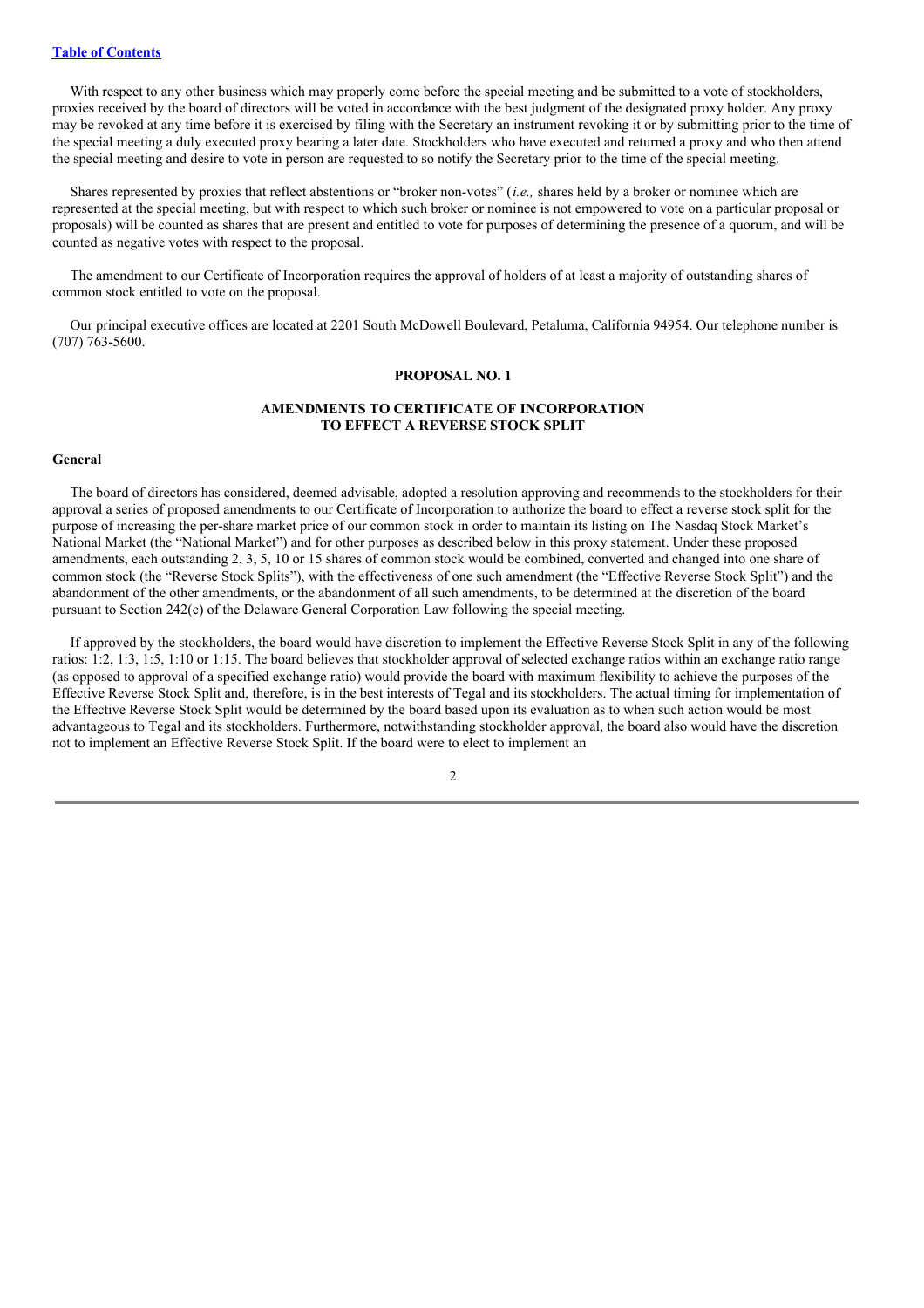With respect to any other business which may properly come before the special meeting and be submitted to a vote of stockholders, proxies received by the board of directors will be voted in accordance with the best judgment of the designated proxy holder. Any proxy may be revoked at any time before it is exercised by filing with the Secretary an instrument revoking it or by submitting prior to the time of the special meeting a duly executed proxy bearing a later date. Stockholders who have executed and returned a proxy and who then attend the special meeting and desire to vote in person are requested to so notify the Secretary prior to the time of the special meeting.

Shares represented by proxies that reflect abstentions or "broker non-votes" (*i.e.,* shares held by a broker or nominee which are represented at the special meeting, but with respect to which such broker or nominee is not empowered to vote on a particular proposal or proposals) will be counted as shares that are present and entitled to vote for purposes of determining the presence of a quorum, and will be counted as negative votes with respect to the proposal.

The amendment to our Certificate of Incorporation requires the approval of holders of at least a majority of outstanding shares of common stock entitled to vote on the proposal.

Our principal executive offices are located at 2201 South McDowell Boulevard, Petaluma, California 94954. Our telephone number is (707) 763-5600.

## PROPOSAL NO. 1

## AMENDMENTS TO CERTIFICATE OF INCORPORATION TO EFFECT A REVERSE STOCK SPLIT

### General

The board of directors has considered, deemed advisable, adopted a resolution approving and recommends to the stockholders for their approval a series of proposed amendments to our Certificate of Incorporation to authorize the board to effect a reverse stock split for the purpose of increasing the per-share market price of our common stock in order to maintain its listing on The Nasdaq Stock Market's National Market (the "National Market") and for other purposes as described below in this proxy statement. Under these proposed amendments, each outstanding 2, 3, 5, 10 or 15 shares of common stock would be combined, converted and changed into one share of common stock (the "Reverse Stock Splits"), with the effectiveness of one such amendment (the "Effective Reverse Stock Split") and the abandonment of the other amendments, or the abandonment of all such amendments, to be determined at the discretion of the board pursuant to Section 242(c) of the Delaware General Corporation Law following the special meeting.

If approved by the stockholders, the board would have discretion to implement the Effective Reverse Stock Split in any of the following ratios: 1:2, 1:3, 1:5, 1:10 or 1:15. The board believes that stockholder approval of selected exchange ratios within an exchange ratio range (as opposed to approval of a specified exchange ratio) would provide the board with maximum flexibility to achieve the purposes of the Effective Reverse Stock Split and, therefore, is in the best interests of Tegal and its stockholders. The actual timing for implementation of the Effective Reverse Stock Split would be determined by the board based upon its evaluation as to when such action would be most advantageous to Tegal and its stockholders. Furthermore, notwithstanding stockholder approval, the board also would have the discretion not to implement an Effective Reverse Stock Split. If the board were to elect to implement an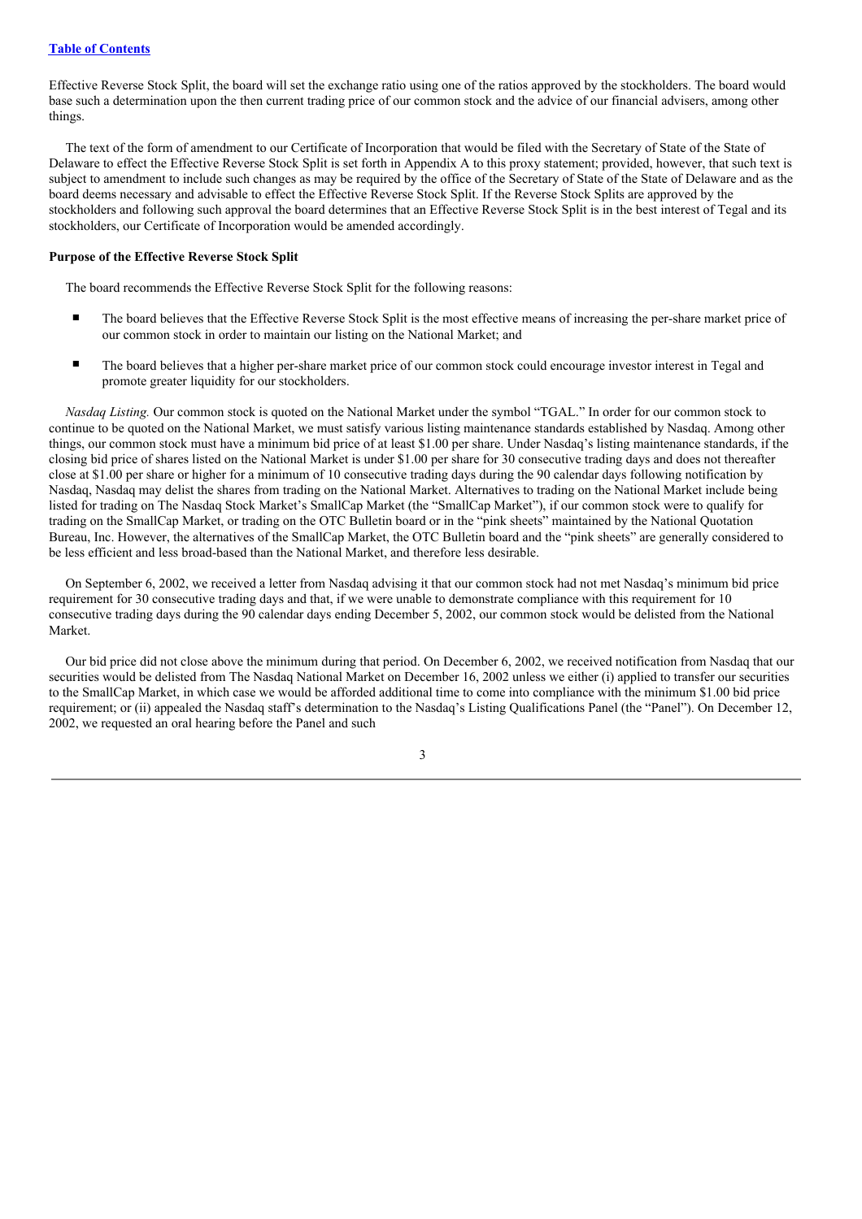Effective Reverse Stock Split, the board will set the exchange ratio using one of the ratios approved by the stockholders. The board would base such a determination upon the then current trading price of our common stock and the advice of our financial advisers, among other things.

The text of the form of amendment to our Certificate of Incorporation that would be filed with the Secretary of State of the State of Delaware to effect the Effective Reverse Stock Split is set forth in Appendix A to this proxy statement; provided, however, that such text is subject to amendment to include such changes as may be required by the office of the Secretary of State of the State of Delaware and as the board deems necessary and advisable to effect the Effective Reverse Stock Split. If the Reverse Stock Splits are approved by the stockholders and following such approval the board determines that an Effective Reverse Stock Split is in the best interest of Tegal and its stockholders, our Certificate of Incorporation would be amended accordingly.

**Purpose of the Effective Reverse Stock Split**

The board recommends the Effective Reverse Stock Split for the following reasons:

- The board believes that the Effective Reverse Stock Split is the most effective means of increasing the per-share market price of our common stock in order to maintain our listing on the National Market; and
- The board believes that a higher per-share market price of our common stock could encourage investor interest in Tegal and promote greater liquidity for our stockholders.

*Nasdaq Listing.* Our common stock is quoted on the National Market under the symbol "TGAL." In order for our common stock to continue to be quoted on the National Market, we must satisfy various listing maintenance standards established by Nasdaq. Among other things, our common stock must have a minimum bid price of at least $1.00 per share. Under Nasdaq's listing maintenance standards, if the closing bid price of shares listed on the National Market is under $1.00 per share for 30 consecutive trading days and does not thereafter close at $1.00 per share or higher for a minimum of 10 consecutive trading days during the 90 calendar days following notification by Nasdaq, Nasdaq may delist the shares from trading on the National Market. Alternatives to trading on the National Market include being listed for trading on The Nasdaq Stock Market's SmallCap Market (the "SmallCap Market"), if our common stock were to qualify for trading on the SmallCap Market, or trading on the OTC Bulletin board or in the "pink sheets" maintained by the National Quotation Bureau, Inc. However, the alternatives of the SmallCap Market, the OTC Bulletin board and the "pink sheets" are generally considered to be less efficient and less broad-based than the National Market, and therefore less desirable.

On September 6, 2002, we received a letter from Nasdaq advising it that our common stock had not met Nasdaq's minimum bid price requirement for 30 consecutive trading days and that, if we were unable to demonstrate compliance with this requirement for 10 consecutive trading days during the 90 calendar days ending December 5, 2002, our common stock would be delisted from the National Market.

Our bid price did not close above the minimum during that period. On December 6, 2002, we received notification from Nasdaq that our securities would be delisted from The Nasdaq National Market on December 16, 2002 unless we either (i) applied to transfer our securities to the SmallCap Market, in which case we would be afforded additional time to come into compliance with the minimum $1.00 bid price requirement; or (ii) appealed the Nasdaq staff's determination to the Nasdaq's Listing Qualifications Panel (the "Panel"). On December 12, 2002, we requested an oral hearing before the Panel and such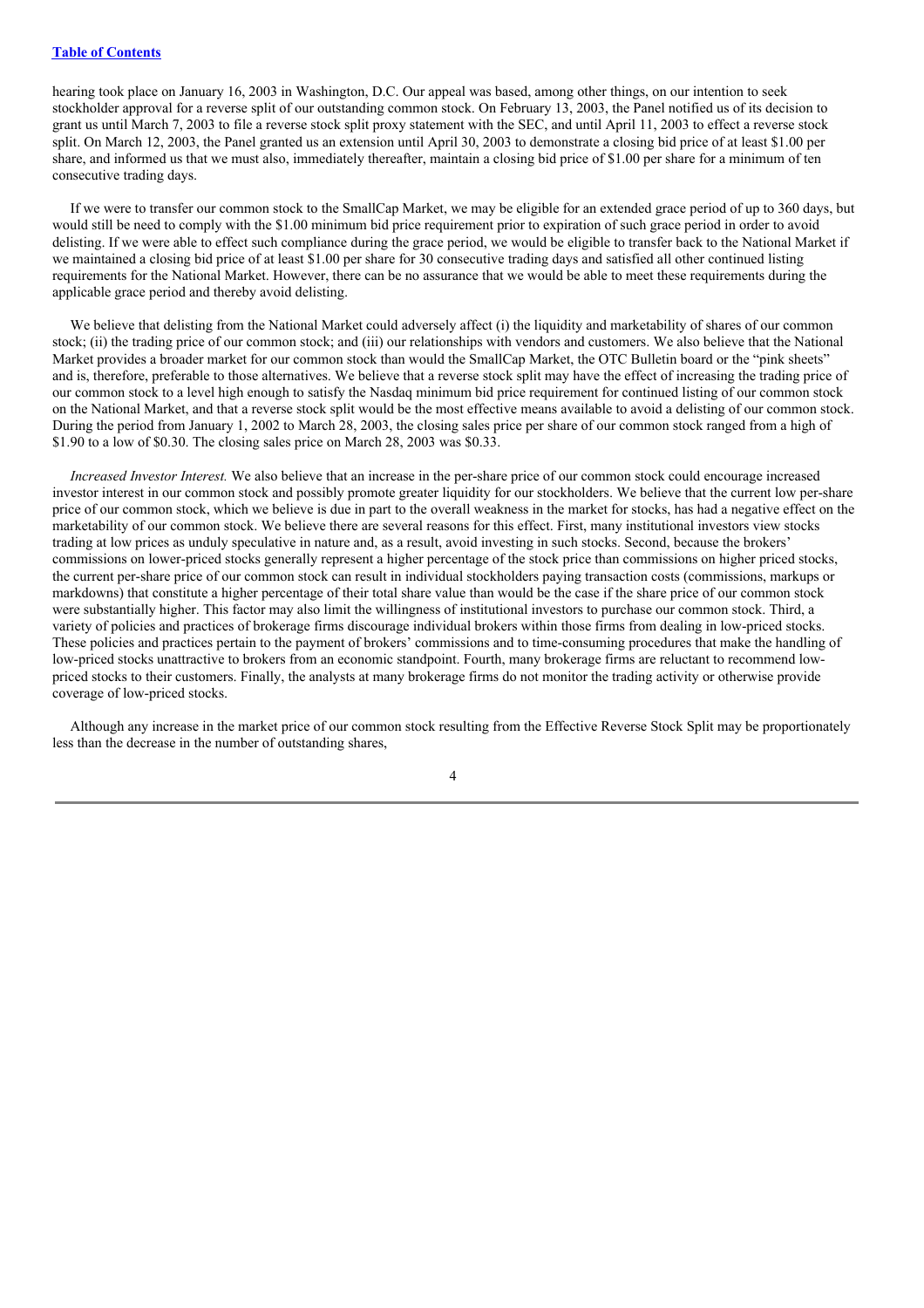hearing took place on January 16, 2003 in Washington, D.C. Our appeal was based, among other things, on our intention to seek stockholder approval for a reverse split of our outstanding common stock. On February 13, 2003, the Panel notified us of its decision to grant us until March 7, 2003 to file a reverse stock split proxy statement with the SEC, and until April 11, 2003 to effect a reverse stock split. On March 12, 2003, the Panel granted us an extension until April 30, 2003 to demonstrate a closing bid price of at least $1.00 per share, and informed us that we must also, immediately thereafter, maintain a closing bid price of $1.00 per share for a minimum of ten consecutive trading days.

If we were to transfer our common stock to the SmallCap Market, we may be eligible for an extended grace period of up to 360 days, but would still be need to comply with the $1.00 minimum bid price requirement prior to expiration of such grace period in order to avoid delisting. If we were able to effect such compliance during the grace period, we would be eligible to transfer back to the National Market if we maintained a closing bid price of at least $1.00 per share for 30 consecutive trading days and satisfied all other continued listing requirements for the National Market. However, there can be no assurance that we would be able to meet these requirements during the applicable grace period and thereby avoid delisting.

We believe that delisting from the National Market could adversely affect (i) the liquidity and marketability of shares of our common stock; (ii) the trading price of our common stock; and (iii) our relationships with vendors and customers. We also believe that the National Market provides a broader market for our common stock than would the SmallCap Market, the OTC Bulletin board or the "pink sheets" and is, therefore, preferable to those alternatives. We believe that a reverse stock split may have the effect of increasing the trading price of our common stock to a level high enough to satisfy the Nasdaq minimum bid price requirement for continued listing of our common stock on the National Market, and that a reverse stock split would be the most effective means available to avoid a delisting of our common stock. During the period from January 1, 2002 to March 28, 2003, the closing sales price per share of our common stock ranged from a high of $1.90 to a low of $0.30. The closing sales price on March 28, 2003 was $0.33.

*Increased Investor Interest.* We also believe that an increase in the per-share price of our common stock could encourage increased investor interest in our common stock and possibly promote greater liquidity for our stockholders. We believe that the current low per-share price of our common stock, which we believe is due in part to the overall weakness in the market for stocks, has had a negative effect on the marketability of our common stock. We believe there are several reasons for this effect. First, many institutional investors view stocks trading at low prices as unduly speculative in nature and, as a result, avoid investing in such stocks. Second, because the brokers' commissions on lower-priced stocks generally represent a higher percentage of the stock price than commissions on higher priced stocks, the current per-share price of our common stock can result in individual stockholders paying transaction costs (commissions, markups or markdowns) that constitute a higher percentage of their total share value than would be the case if the share price of our common stock were substantially higher. This factor may also limit the willingness of institutional investors to purchase our common stock. Third, a variety of policies and practices of brokerage firms discourage individual brokers within those firms from dealing in low-priced stocks. These policies and practices pertain to the payment of brokers' commissions and to time-consuming procedures that make the handling of low-priced stocks unattractive to brokers from an economic standpoint. Fourth, many brokerage firms are reluctant to recommend low-priced stocks to their customers. Finally, the analysts at many brokerage firms do not monitor the trading activity or otherwise provide coverage of low-priced stocks.

Although any increase in the market price of our common stock resulting from the Effective Reverse Stock Split may be proportionately less than the decrease in the number of outstanding shares,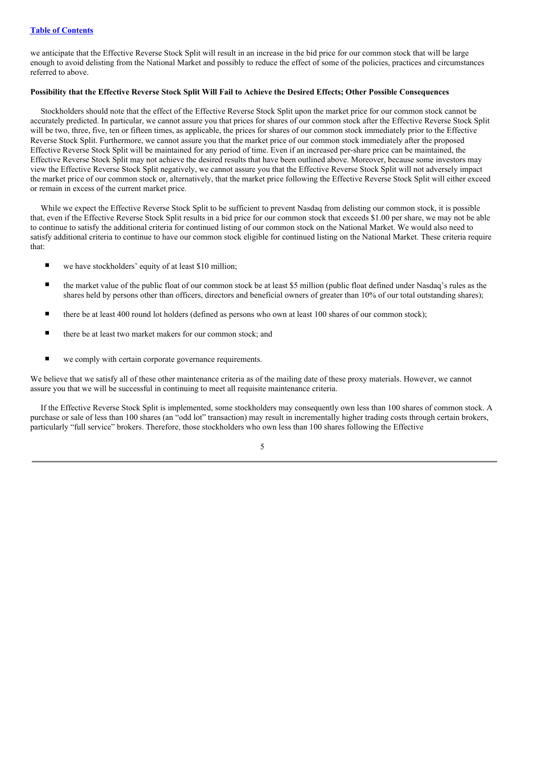we anticipate that the Effective Reverse Stock Split will result in an increase in the bid price for our common stock that will be large enough to avoid delisting from the National Market and possibly to reduce the effect of some of the policies, practices and circumstances referred to above.

**Possibility that the Effective Reverse Stock Split Will Fail to Achieve the Desired Effects; Other Possible Consequences**

Stockholders should note that the effect of the Effective Reverse Stock Split upon the market price for our common stock cannot be accurately predicted. In particular, we cannot assure you that prices for shares of our common stock after the Effective Reverse Stock Split will be two, three, five, ten or fifteen times, as applicable, the prices for shares of our common stock immediately prior to the Effective Reverse Stock Split. Furthermore, we cannot assure you that the market price of our common stock immediately after the proposed Effective Reverse Stock Split will be maintained for any period of time. Even if an increased per-share price can be maintained, the Effective Reverse Stock Split may not achieve the desired results that have been outlined above. Moreover, because some investors may view the Effective Reverse Stock Split negatively, we cannot assure you that the Effective Reverse Stock Split will not adversely impact the market price of our common stock or, alternatively, that the market price following the Effective Reverse Stock Split will either exceed or remain in excess of the current market price.

While we expect the Effective Reverse Stock Split to be sufficient to prevent Nasdaq from delisting our common stock, it is possible that, even if the Effective Reverse Stock Split results in a bid price for our common stock that exceeds $1.00 per share, we may not be able to continue to satisfy the additional criteria for continued listing of our common stock on the National Market. We would also need to satisfy additional criteria to continue to have our common stock eligible for continued listing on the National Market. These criteria require that:

- we have stockholders' equity of at least $10 million;
- the market value of the public float of our common stock be at least $5 million (public float defined under Nasdaq's rules as the shares held by persons other than officers, directors and beneficial owners of greater than 10% of our total outstanding shares);
- there be at least 400 round lot holders (defined as persons who own at least 100 shares of our common stock);
- there be at least two market makers for our common stock; and
- we comply with certain corporate governance requirements.

We believe that we satisfy all of these other maintenance criteria as of the mailing date of these proxy materials. However, we cannot assure you that we will be successful in continuing to meet all requisite maintenance criteria.

If the Effective Reverse Stock Split is implemented, some stockholders may consequently own less than 100 shares of common stock. A purchase or sale of less than 100 shares (an "odd lot" transaction) may result in incrementally higher trading costs through certain brokers, particularly "full service" brokers. Therefore, those stockholders who own less than 100 shares following the Effective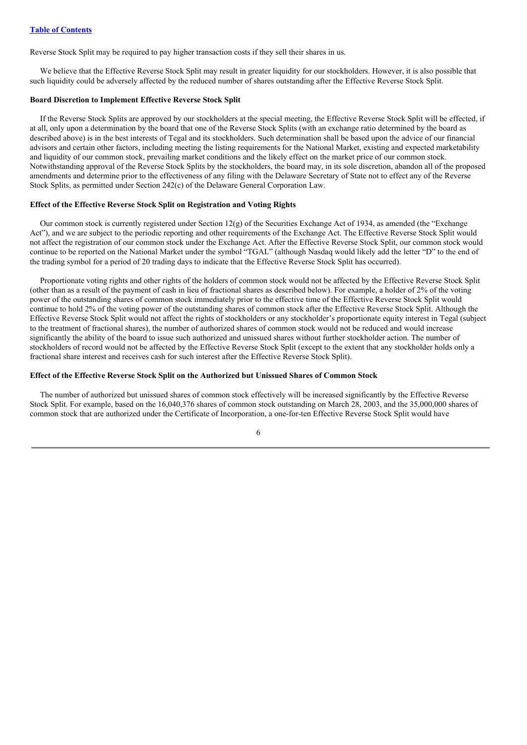Reverse Stock Split may be required to pay higher transaction costs if they sell their shares in us.

We believe that the Effective Reverse Stock Split may result in greater liquidity for our stockholders. However, it is also possible that such liquidity could be adversely affected by the reduced number of shares outstanding after the Effective Reverse Stock Split.

### Board Discretion to Implement Effective Reverse Stock Split

If the Reverse Stock Splits are approved by our stockholders at the special meeting, the Effective Reverse Stock Split will be effected, if at all, only upon a determination by the board that one of the Reverse Stock Splits (with an exchange ratio determined by the board as described above) is in the best interests of Tegal and its stockholders. Such determination shall be based upon the advice of our financial advisors and certain other factors, including meeting the listing requirements for the National Market, existing and expected marketability and liquidity of our common stock, prevailing market conditions and the likely effect on the market price of our common stock. Notwithstanding approval of the Reverse Stock Splits by the stockholders, the board may, in its sole discretion, abandon all of the proposed amendments and determine prior to the effectiveness of any filing with the Delaware Secretary of State not to effect any of the Reverse Stock Splits, as permitted under Section 242(c) of the Delaware General Corporation Law.

### Effect of the Effective Reverse Stock Split on Registration and Voting Rights

Our common stock is currently registered under Section 12(g) of the Securities Exchange Act of 1934, as amended (the "Exchange Act"), and we are subject to the periodic reporting and other requirements of the Exchange Act. The Effective Reverse Stock Split would not affect the registration of our common stock under the Exchange Act. After the Effective Reverse Stock Split, our common stock would continue to be reported on the National Market under the symbol "TGAL" (although Nasdaq would likely add the letter "D" to the end of the trading symbol for a period of 20 trading days to indicate that the Effective Reverse Stock Split has occurred).

Proportionate voting rights and other rights of the holders of common stock would not be affected by the Effective Reverse Stock Split (other than as a result of the payment of cash in lieu of fractional shares as described below). For example, a holder of 2% of the voting power of the outstanding shares of common stock immediately prior to the effective time of the Effective Reverse Stock Split would continue to hold 2% of the voting power of the outstanding shares of common stock after the Effective Reverse Stock Split. Although the Effective Reverse Stock Split would not affect the rights of stockholders or any stockholder's proportionate equity interest in Tegal (subject to the treatment of fractional shares), the number of authorized shares of common stock would not be reduced and would increase significantly the ability of the board to issue such authorized and unissued shares without further stockholder action. The number of stockholders of record would not be affected by the Effective Reverse Stock Split (except to the extent that any stockholder holds only a fractional share interest and receives cash for such interest after the Effective Reverse Stock Split).

### Effect of the Effective Reverse Stock Split on the Authorized but Unissued Shares of Common Stock

The number of authorized but unissued shares of common stock effectively will be increased significantly by the Effective Reverse Stock Split. For example, based on the 16,040,376 shares of common stock outstanding on March 28, 2003, and the 35,000,000 shares of common stock that are authorized under the Certificate of Incorporation, a one-for-ten Effective Reverse Stock Split would have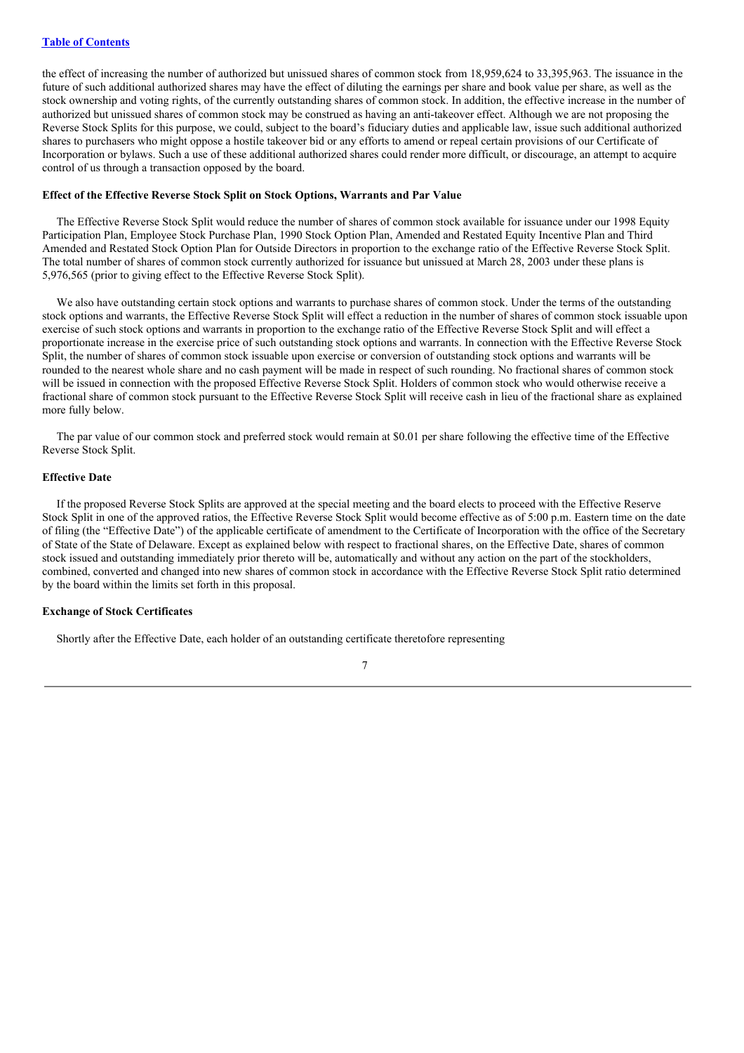the effect of increasing the number of authorized but unissued shares of common stock from 18,959,624 to 33,395,963. The issuance in the future of such additional authorized shares may have the effect of diluting the earnings per share and book value per share, as well as the stock ownership and voting rights, of the currently outstanding shares of common stock. In addition, the effective increase in the number of authorized but unissued shares of common stock may be construed as having an anti-takeover effect. Although we are not proposing the Reverse Stock Splits for this purpose, we could, subject to the board's fiduciary duties and applicable law, issue such additional authorized shares to purchasers who might oppose a hostile takeover bid or any efforts to amend or repeal certain provisions of our Certificate of Incorporation or bylaws. Such a use of these additional authorized shares could render more difficult, or discourage, an attempt to acquire control of us through a transaction opposed by the board.

**Effect of the Effective Reverse Stock Split on Stock Options, Warrants and Par Value**

The Effective Reverse Stock Split would reduce the number of shares of common stock available for issuance under our 1998 Equity Participation Plan, Employee Stock Purchase Plan, 1990 Stock Option Plan, Amended and Restated Equity Incentive Plan and Third Amended and Restated Stock Option Plan for Outside Directors in proportion to the exchange ratio of the Effective Reverse Stock Split. The total number of shares of common stock currently authorized for issuance but unissued at March 28, 2003 under these plans is 5,976,565 (prior to giving effect to the Effective Reverse Stock Split).

We also have outstanding certain stock options and warrants to purchase shares of common stock. Under the terms of the outstanding stock options and warrants, the Effective Reverse Stock Split will effect a reduction in the number of shares of common stock issuable upon exercise of such stock options and warrants in proportion to the exchange ratio of the Effective Reverse Stock Split and will effect a proportionate increase in the exercise price of such outstanding stock options and warrants. In connection with the Effective Reverse Stock Split, the number of shares of common stock issuable upon exercise or conversion of outstanding stock options and warrants will be rounded to the nearest whole share and no cash payment will be made in respect of such rounding. No fractional shares of common stock will be issued in connection with the proposed Effective Reverse Stock Split. Holders of common stock who would otherwise receive a fractional share of common stock pursuant to the Effective Reverse Stock Split will receive cash in lieu of the fractional share as explained more fully below.

The par value of our common stock and preferred stock would remain at $0.01 per share following the effective time of the Effective Reverse Stock Split.

**Effective Date**

If the proposed Reverse Stock Splits are approved at the special meeting and the board elects to proceed with the Effective Reserve Stock Split in one of the approved ratios, the Effective Reverse Stock Split would become effective as of 5:00 p.m. Eastern time on the date of filing (the "Effective Date") of the applicable certificate of amendment to the Certificate of Incorporation with the office of the Secretary of State of the State of Delaware. Except as explained below with respect to fractional shares, on the Effective Date, shares of common stock issued and outstanding immediately prior thereto will be, automatically and without any action on the part of the stockholders, combined, converted and changed into new shares of common stock in accordance with the Effective Reverse Stock Split ratio determined by the board within the limits set forth in this proposal.

**Exchange of Stock Certificates**

Shortly after the Effective Date, each holder of an outstanding certificate theretofore representing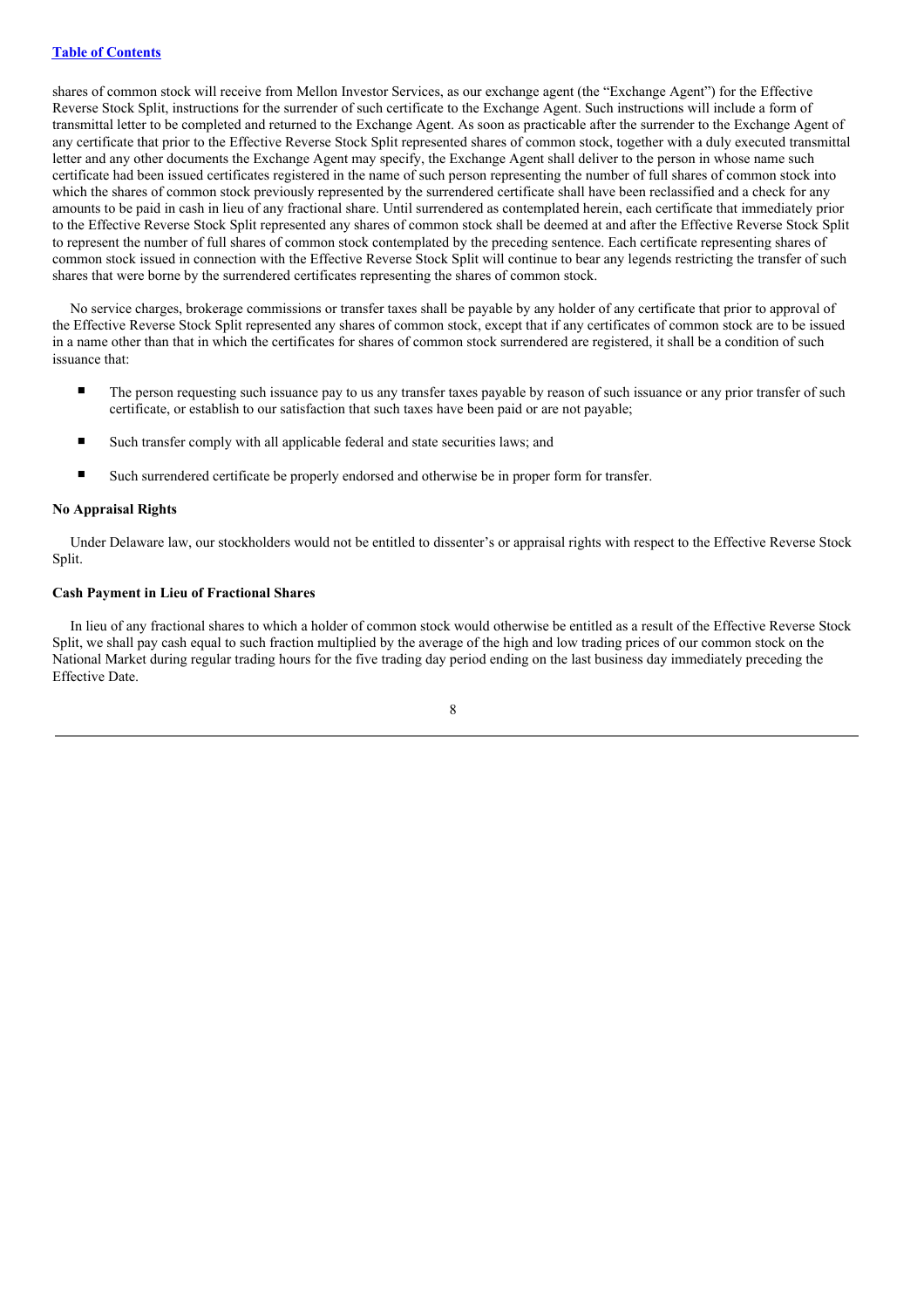shares of common stock will receive from Mellon Investor Services, as our exchange agent (the "Exchange Agent") for the Effective Reverse Stock Split, instructions for the surrender of such certificate to the Exchange Agent. Such instructions will include a form of transmittal letter to be completed and returned to the Exchange Agent. As soon as practicable after the surrender to the Exchange Agent of any certificate that prior to the Effective Reverse Stock Split represented shares of common stock, together with a duly executed transmittal letter and any other documents the Exchange Agent may specify, the Exchange Agent shall deliver to the person in whose name such certificate had been issued certificates registered in the name of such person representing the number of full shares of common stock into which the shares of common stock previously represented by the surrendered certificate shall have been reclassified and a check for any amounts to be paid in cash in lieu of any fractional share. Until surrendered as contemplated herein, each certificate that immediately prior to the Effective Reverse Stock Split represented any shares of common stock shall be deemed at and after the Effective Reverse Stock Split to represent the number of full shares of common stock contemplated by the preceding sentence. Each certificate representing shares of common stock issued in connection with the Effective Reverse Stock Split will continue to bear any legends restricting the transfer of such shares that were borne by the surrendered certificates representing the shares of common stock.

No service charges, brokerage commissions or transfer taxes shall be payable by any holder of any certificate that prior to approval of the Effective Reverse Stock Split represented any shares of common stock, except that if any certificates of common stock are to be issued in a name other than that in which the certificates for shares of common stock surrendered are registered, it shall be a condition of such issuance that:

- The person requesting such issuance pay to us any transfer taxes payable by reason of such issuance or any prior transfer of such certificate, or establish to our satisfaction that such taxes have been paid or are not payable;
- Such transfer comply with all applicable federal and state securities laws; and
- Such surrendered certificate be properly endorsed and otherwise be in proper form for transfer.

**No Appraisal Rights**

Under Delaware law, our stockholders would not be entitled to dissenter's or appraisal rights with respect to the Effective Reverse Stock Split.

**Cash Payment in Lieu of Fractional Shares**

In lieu of any fractional shares to which a holder of common stock would otherwise be entitled as a result of the Effective Reverse Stock Split, we shall pay cash equal to such fraction multiplied by the average of the high and low trading prices of our common stock on the National Market during regular trading hours for the five trading day period ending on the last business day immediately preceding the Effective Date.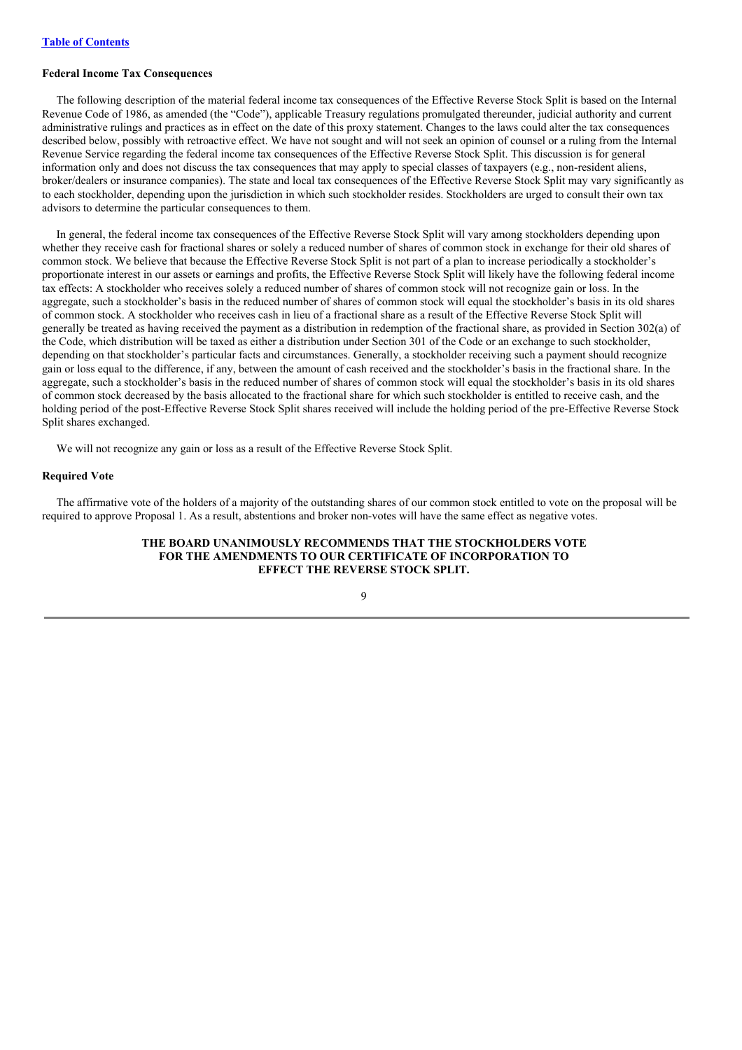**Federal Income Tax Consequences**

The following description of the material federal income tax consequences of the Effective Reverse Stock Split is based on the Internal Revenue Code of 1986, as amended (the "Code"), applicable Treasury regulations promulgated thereunder, judicial authority and current administrative rulings and practices as in effect on the date of this proxy statement. Changes to the laws could alter the tax consequences described below, possibly with retroactive effect. We have not sought and will not seek an opinion of counsel or a ruling from the Internal Revenue Service regarding the federal income tax consequences of the Effective Reverse Stock Split. This discussion is for general information only and does not discuss the tax consequences that may apply to special classes of taxpayers (e.g., non-resident aliens, broker/dealers or insurance companies). The state and local tax consequences of the Effective Reverse Stock Split may vary significantly as to each stockholder, depending upon the jurisdiction in which such stockholder resides. Stockholders are urged to consult their own tax advisors to determine the particular consequences to them.

In general, the federal income tax consequences of the Effective Reverse Stock Split will vary among stockholders depending upon whether they receive cash for fractional shares or solely a reduced number of shares of common stock in exchange for their old shares of common stock. We believe that because the Effective Reverse Stock Split is not part of a plan to increase periodically a stockholder's proportionate interest in our assets or earnings and profits, the Effective Reverse Stock Split will likely have the following federal income tax effects: A stockholder who receives solely a reduced number of shares of common stock will not recognize gain or loss. In the aggregate, such a stockholder's basis in the reduced number of shares of common stock will equal the stockholder's basis in its old shares of common stock. A stockholder who receives cash in lieu of a fractional share as a result of the Effective Reverse Stock Split will generally be treated as having received the payment as a distribution in redemption of the fractional share, as provided in Section 302(a) of the Code, which distribution will be taxed as either a distribution under Section 301 of the Code or an exchange to such stockholder, depending on that stockholder's particular facts and circumstances. Generally, a stockholder receiving such a payment should recognize gain or loss equal to the difference, if any, between the amount of cash received and the stockholder's basis in the fractional share. In the aggregate, such a stockholder's basis in the reduced number of shares of common stock will equal the stockholder's basis in its old shares of common stock decreased by the basis allocated to the fractional share for which such stockholder is entitled to receive cash, and the holding period of the post-Effective Reverse Stock Split shares received will include the holding period of the pre-Effective Reverse Stock Split shares exchanged.

We will not recognize any gain or loss as a result of the Effective Reverse Stock Split.

**Required Vote**

The affirmative vote of the holders of a majority of the outstanding shares of our common stock entitled to vote on the proposal will be required to approve Proposal 1. As a result, abstentions and broker non-votes will have the same effect as negative votes.

**THE BOARD UNANIMOUSLY RECOMMENDS THAT THE STOCKHOLDERS VOTE FOR THE AMENDMENTS TO OUR CERTIFICATE OF INCORPORATION TO EFFECT THE REVERSE STOCK SPLIT.**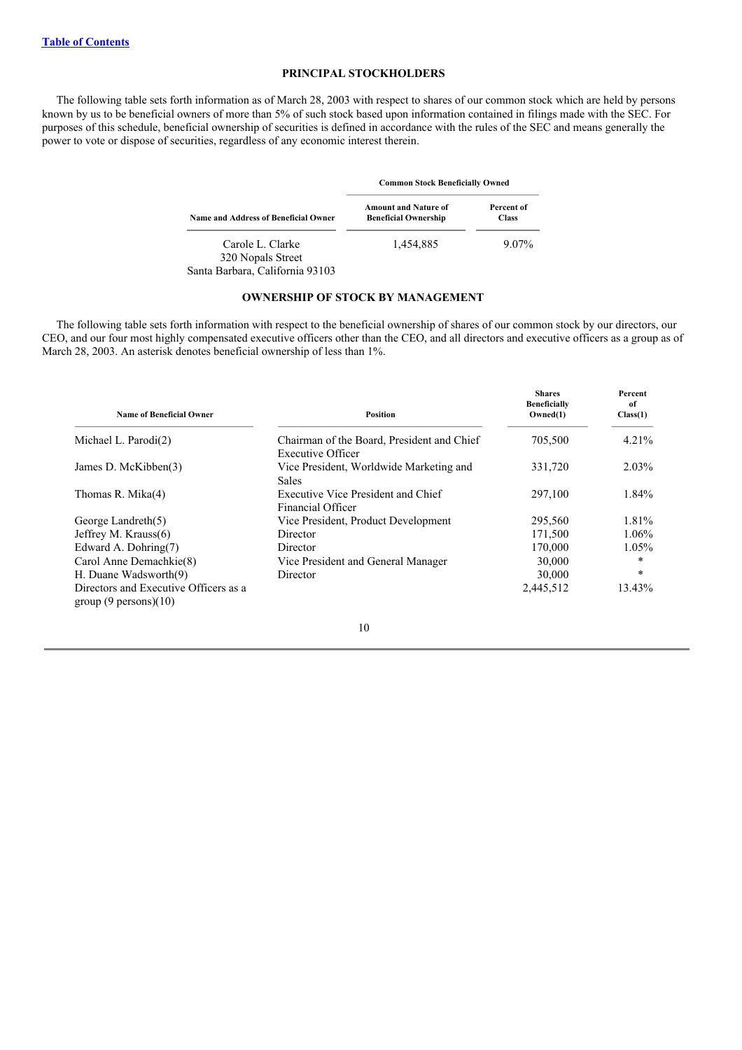[Table of Contents](#)

## PRINCIPAL STOCKHOLDERS

The following table sets forth information as of March 28, 2003 with respect to shares of our common stock which are held by persons known by us to be beneficial owners of more than 5% of such stock based upon information contained in filings made with the SEC. For purposes of this schedule, beneficial ownership of securities is defined in accordance with the rules of the SEC and means generally the power to vote or dispose of securities, regardless of any economic interest therein.

| | Common Stock Beneficially Owned | |
|---|---|---|
| Name and Address of Beneficial Owner | Amount and Nature of Beneficial Ownership | Percent of Class |
| Carole L. Clarke<br>320 Nopals Street<br>Santa Barbara, California 93103 | 1,454,885 | 9.07% |

## OWNERSHIP OF STOCK BY MANAGEMENT

The following table sets forth information with respect to the beneficial ownership of shares of our common stock by our directors, our CEO, and our four most highly compensated executive officers other than the CEO, and all directors and executive officers as a group as of March 28, 2003. An asterisk denotes beneficial ownership of less than 1%.

| Name of Beneficial Owner | Position | Shares Beneficially Owned(1) | Percent of Class(1) |
|---|---|---|---|
| Michael L. Parodi(2) | Chairman of the Board, President and Chief Executive Officer | 705,500 | 4.21% |
| James D. McKibben(3) | Vice President, Worldwide Marketing and Sales | 331,720 | 2.03% |
| Thomas R. Mika(4) | Executive Vice President and Chief Financial Officer | 297,100 | 1.84% |
| George Landreth(5) | Vice President, Product Development | 295,560 | 1.81% |
| Jeffrey M. Krauss(6) | Director | 171,500 | 1.06% |
| Edward A. Dohring(7) | Director | 170,000 | 1.05% |
| Carol Anne Demachkie(8) | Vice President and General Manager | 30,000 | * |
| H. Duane Wadsworth(9) | Director | 30,000 | * |
| Directors and Executive Officers as a group (9 persons)(10) | | 2,445,512 | 13.43% |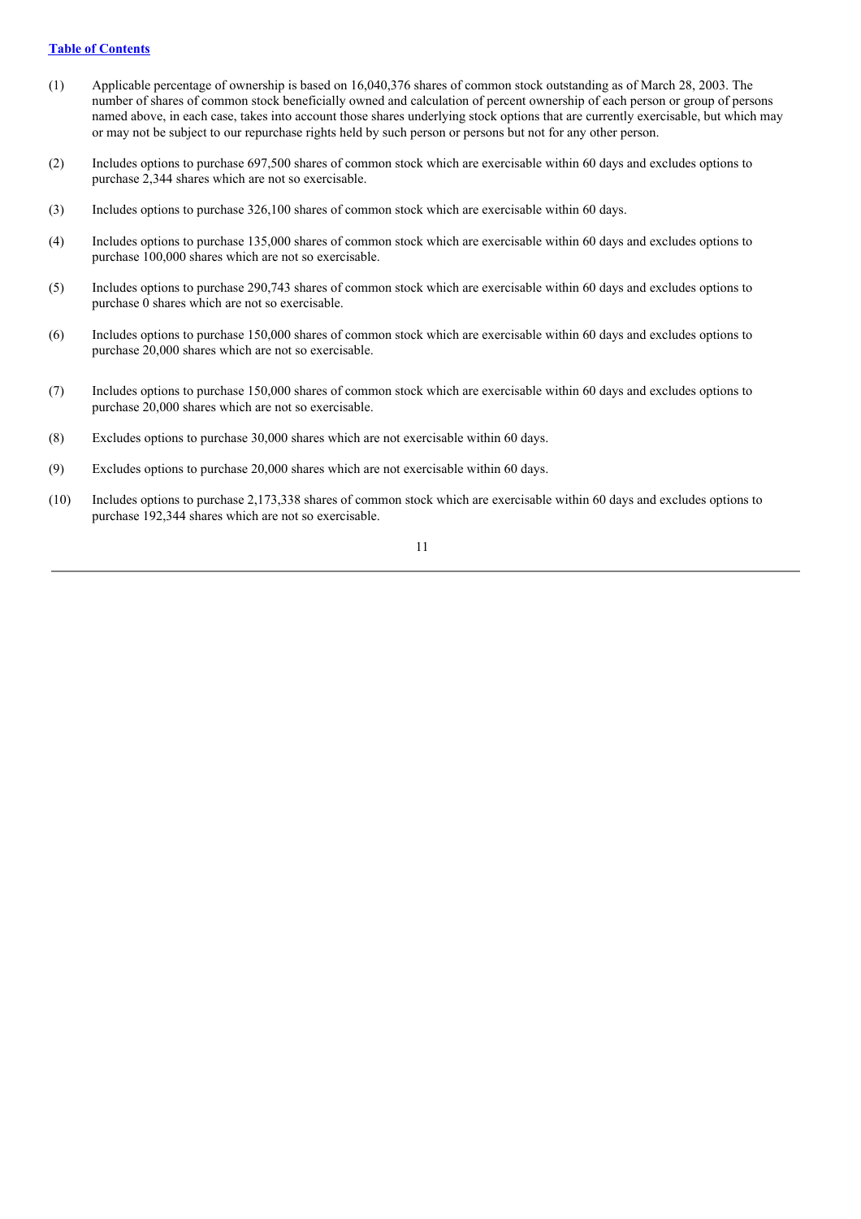(1) Applicable percentage of ownership is based on 16,040,376 shares of common stock outstanding as of March 28, 2003. The number of shares of common stock beneficially owned and calculation of percent ownership of each person or group of persons named above, in each case, takes into account those shares underlying stock options that are currently exercisable, but which may or may not be subject to our repurchase rights held by such person or persons but not for any other person.

(2) Includes options to purchase 697,500 shares of common stock which are exercisable within 60 days and excludes options to purchase 2,344 shares which are not so exercisable.

(3) Includes options to purchase 326,100 shares of common stock which are exercisable within 60 days.

(4) Includes options to purchase 135,000 shares of common stock which are exercisable within 60 days and excludes options to purchase 100,000 shares which are not so exercisable.

(5) Includes options to purchase 290,743 shares of common stock which are exercisable within 60 days and excludes options to purchase 0 shares which are not so exercisable.

(6) Includes options to purchase 150,000 shares of common stock which are exercisable within 60 days and excludes options to purchase 20,000 shares which are not so exercisable.

(7) Includes options to purchase 150,000 shares of common stock which are exercisable within 60 days and excludes options to purchase 20,000 shares which are not so exercisable.

(8) Excludes options to purchase 30,000 shares which are not exercisable within 60 days.

(9) Excludes options to purchase 20,000 shares which are not exercisable within 60 days.

(10) Includes options to purchase 2,173,338 shares of common stock which are exercisable within 60 days and excludes options to purchase 192,344 shares which are not so exercisable.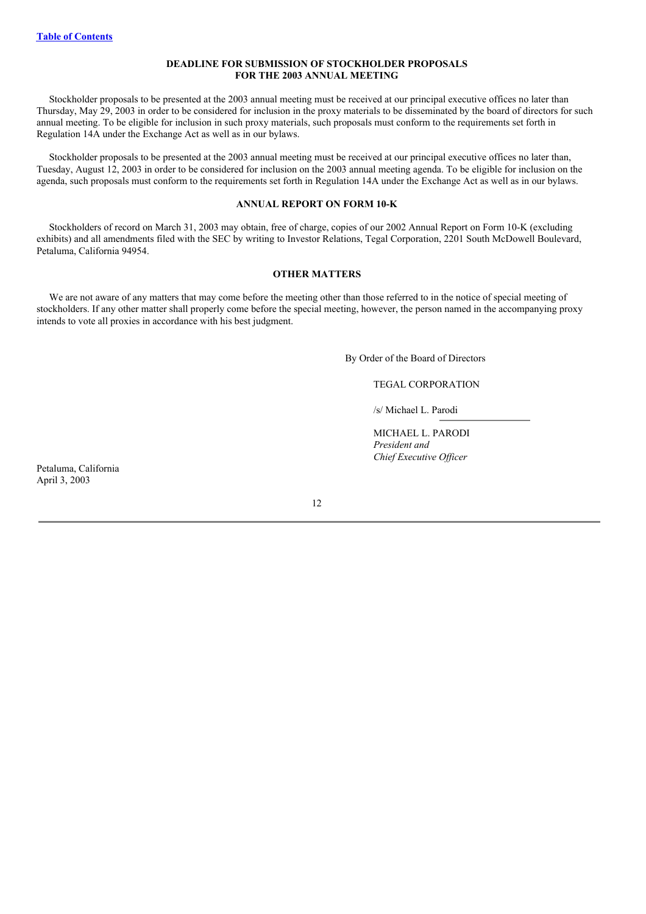## DEADLINE FOR SUBMISSION OF STOCKHOLDER PROPOSALS FOR THE 2003 ANNUAL MEETING

Stockholder proposals to be presented at the 2003 annual meeting must be received at our principal executive offices no later than Thursday, May 29, 2003 in order to be considered for inclusion in the proxy materials to be disseminated by the board of directors for such annual meeting. To be eligible for inclusion in such proxy materials, such proposals must conform to the requirements set forth in Regulation 14A under the Exchange Act as well as in our bylaws.

Stockholder proposals to be presented at the 2003 annual meeting must be received at our principal executive offices no later than, Tuesday, August 12, 2003 in order to be considered for inclusion on the 2003 annual meeting agenda. To be eligible for inclusion on the agenda, such proposals must conform to the requirements set forth in Regulation 14A under the Exchange Act as well as in our bylaws.

## ANNUAL REPORT ON FORM 10-K

Stockholders of record on March 31, 2003 may obtain, free of charge, copies of our 2002 Annual Report on Form 10-K (excluding exhibits) and all amendments filed with the SEC by writing to Investor Relations, Tegal Corporation, 2201 South McDowell Boulevard, Petaluma, California 94954.

## OTHER MATTERS

We are not aware of any matters that may come before the meeting other than those referred to in the notice of special meeting of stockholders. If any other matter shall properly come before the special meeting, however, the person named in the accompanying proxy intends to vote all proxies in accordance with his best judgment.

By Order of the Board of Directors

TEGAL CORPORATION

/s/ Michael L. Parodi

MICHAEL L. PARODI
*President and*
*Chief Executive Officer*

Petaluma, California
April 3, 2003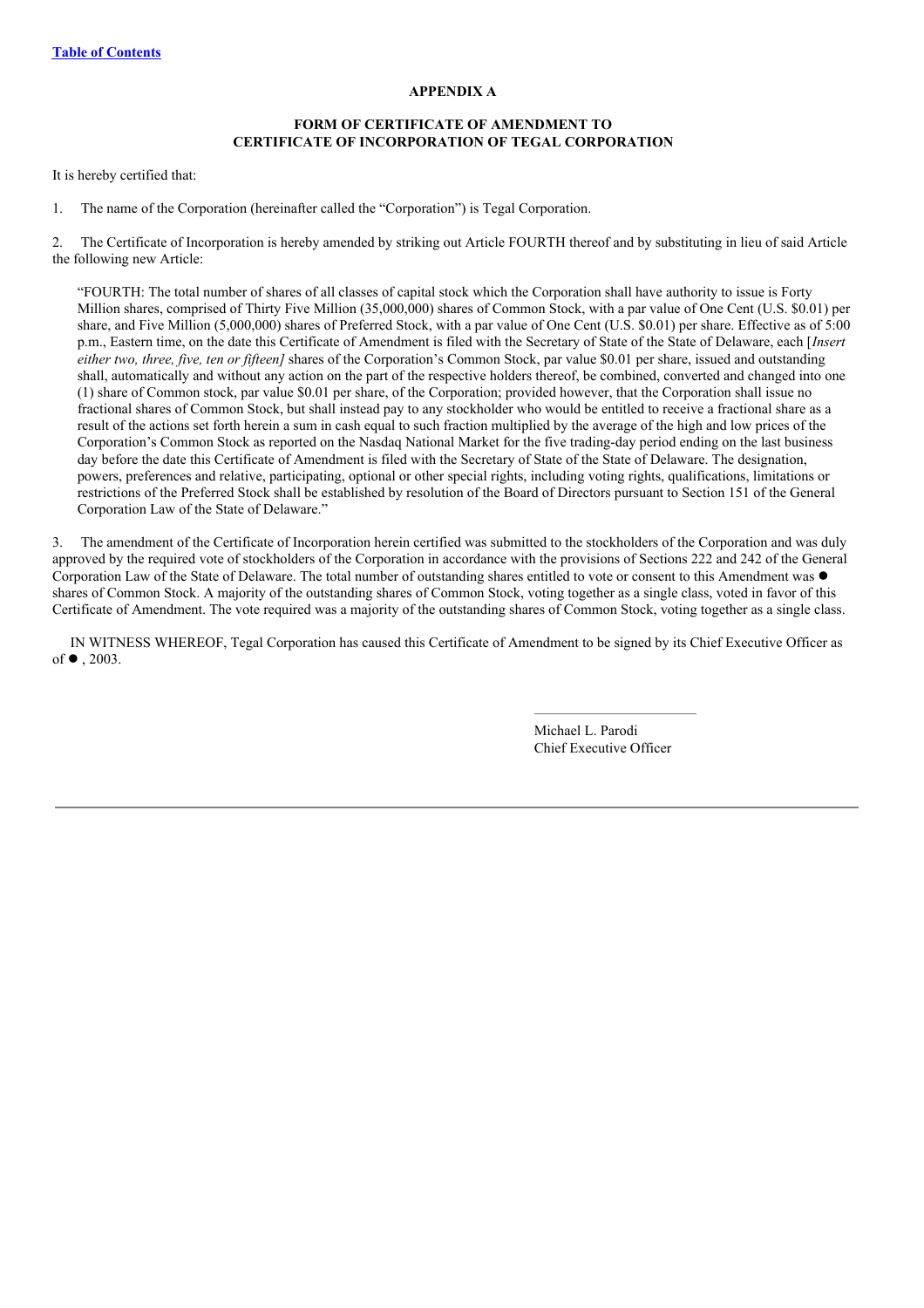## APPENDIX A

## FORM OF CERTIFICATE OF AMENDMENT TO CERTIFICATE OF INCORPORATION OF TEGAL CORPORATION

It is hereby certified that:

1. The name of the Corporation (hereinafter called the "Corporation") is Tegal Corporation.

2. The Certificate of Incorporation is hereby amended by striking out Article FOURTH thereof and by substituting in lieu of said Article the following new Article:

> "FOURTH: The total number of shares of all classes of capital stock which the Corporation shall have authority to issue is Forty Million shares, comprised of Thirty Five Million (35,000,000) shares of Common Stock, with a par value of One Cent (U.S. $0.01) per share, and Five Million (5,000,000) shares of Preferred Stock, with a par value of One Cent (U.S. $0.01) per share. Effective as of 5:00 p.m., Eastern time, on the date this Certificate of Amendment is filed with the Secretary of State of the State of Delaware, each [*Insert either two, three, five, ten or fifteen]* shares of the Corporation's Common Stock, par value $0.01 per share, issued and outstanding shall, automatically and without any action on the part of the respective holders thereof, be combined, converted and changed into one (1) share of Common stock, par value $0.01 per share, of the Corporation; provided however, that the Corporation shall issue no fractional shares of Common Stock, but shall instead pay to any stockholder who would be entitled to receive a fractional share as a result of the actions set forth herein a sum in cash equal to such fraction multiplied by the average of the high and low prices of the Corporation's Common Stock as reported on the Nasdaq National Market for the five trading-day period ending on the last business day before the date this Certificate of Amendment is filed with the Secretary of State of the State of Delaware. The designation, powers, preferences and relative, participating, optional or other special rights, including voting rights, qualifications, limitations or restrictions of the Preferred Stock shall be established by resolution of the Board of Directors pursuant to Section 151 of the General Corporation Law of the State of Delaware."

3. The amendment of the Certificate of Incorporation herein certified was submitted to the stockholders of the Corporation and was duly approved by the required vote of stockholders of the Corporation in accordance with the provisions of Sections 222 and 242 of the General Corporation Law of the State of Delaware. The total number of outstanding shares entitled to vote or consent to this Amendment was ● shares of Common Stock. A majority of the outstanding shares of Common Stock, voting together as a single class, voted in favor of this Certificate of Amendment. The vote required was a majority of the outstanding shares of Common Stock, voting together as a single class.

IN WITNESS WHEREOF, Tegal Corporation has caused this Certificate of Amendment to be signed by its Chief Executive Officer as of ● , 2003.

Michael L. Parodi
Chief Executive Officer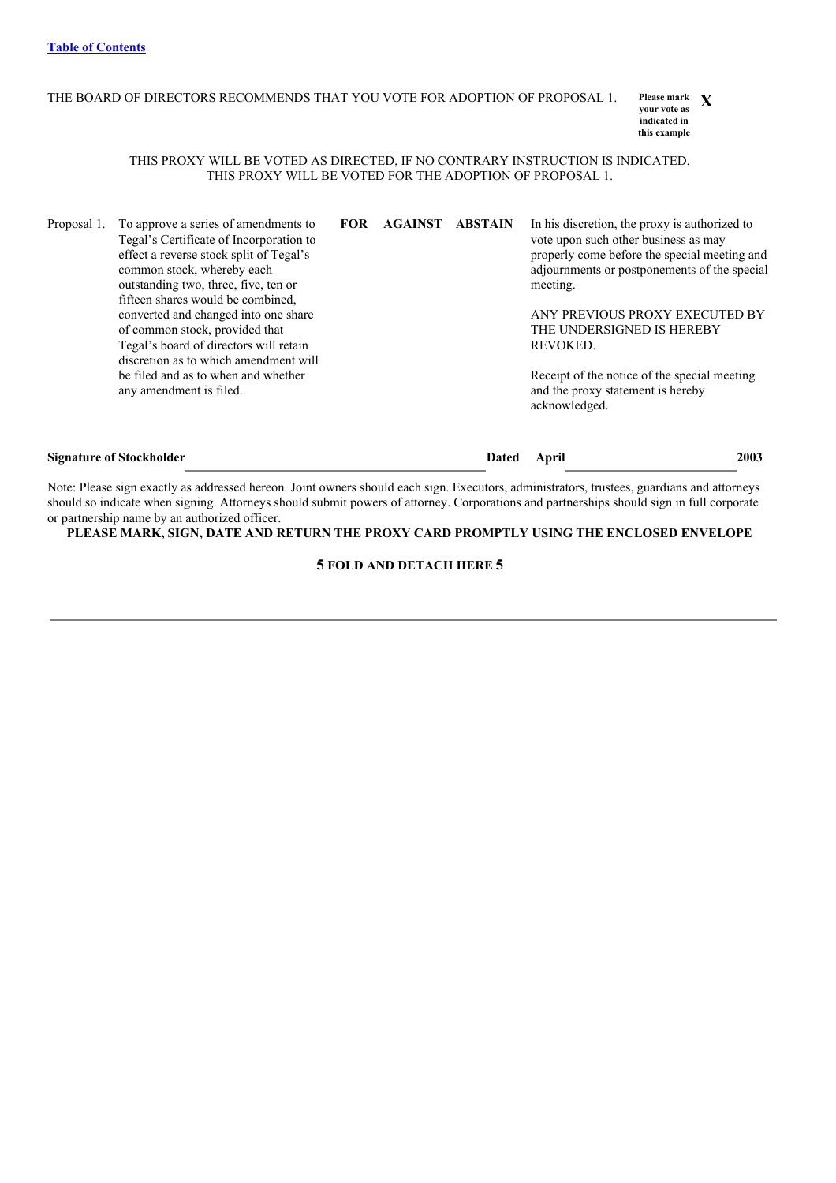THE BOARD OF DIRECTORS RECOMMENDS THAT YOU VOTE FOR ADOPTION OF PROPOSAL 1.

**Please mark your vote as indicated in this example** **X**

THIS PROXY WILL BE VOTED AS DIRECTED, IF NO CONTRARY INSTRUCTION IS INDICATED.
THIS PROXY WILL BE VOTED FOR THE ADOPTION OF PROPOSAL 1.

| | | FOR | AGAINST | ABSTAIN |
|---|---|---|---|---|
| Proposal 1. | To approve a series of amendments to Tegal's Certificate of Incorporation to effect a reverse stock split of Tegal's common stock, whereby each outstanding two, three, five, ten or fifteen shares would be combined, converted and changed into one share of common stock, provided that Tegal's board of directors will retain discretion as to which amendment will be filed and as to when and whether any amendment is filed. | | | |

In his discretion, the proxy is authorized to vote upon such other business as may properly come before the special meeting and adjournments or postponements of the special meeting.

ANY PREVIOUS PROXY EXECUTED BY THE UNDERSIGNED IS HEREBY REVOKED.

Receipt of the notice of the special meeting and the proxy statement is hereby acknowledged.

**Signature of Stockholder** ______________________________ **Dated** **April** ________________ **2003**

Note: Please sign exactly as addressed hereon. Joint owners should each sign. Executors, administrators, trustees, guardians and attorneys should so indicate when signing. Attorneys should submit powers of attorney. Corporations and partnerships should sign in full corporate or partnership name by an authorized officer.

**PLEASE MARK, SIGN, DATE AND RETURN THE PROXY CARD PROMPTLY USING THE ENCLOSED ENVELOPE**

**5 FOLD AND DETACH HERE 5**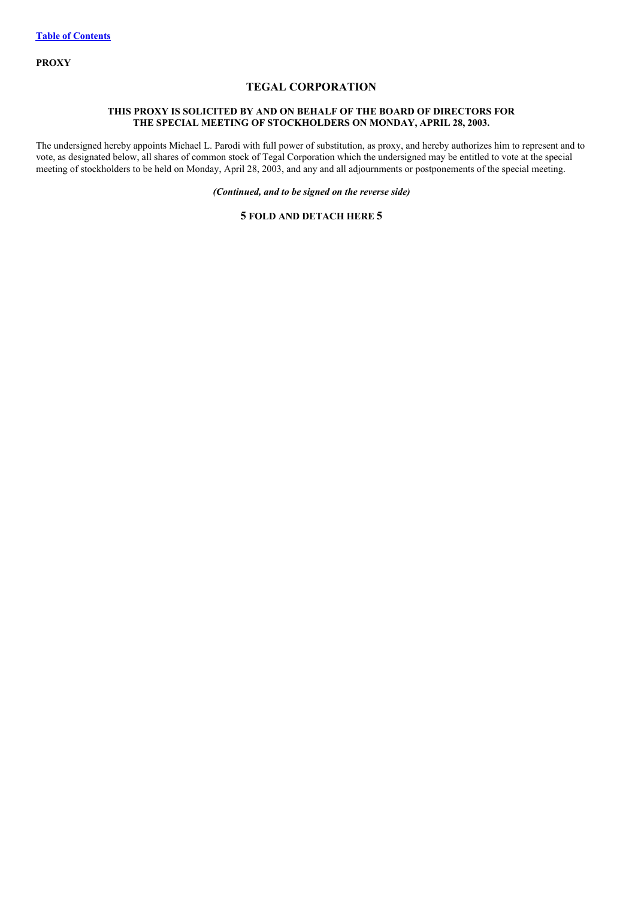[Table of Contents](#)

**PROXY**

## TEGAL CORPORATION

**THIS PROXY IS SOLICITED BY AND ON BEHALF OF THE BOARD OF DIRECTORS FOR THE SPECIAL MEETING OF STOCKHOLDERS ON MONDAY, APRIL 28, 2003.**

The undersigned hereby appoints Michael L. Parodi with full power of substitution, as proxy, and hereby authorizes him to represent and to vote, as designated below, all shares of common stock of Tegal Corporation which the undersigned may be entitled to vote at the special meeting of stockholders to be held on Monday, April 28, 2003, and any and all adjournments or postponements of the special meeting.

***(Continued, and to be signed on the reverse side)***

**5 FOLD AND DETACH HERE 5**